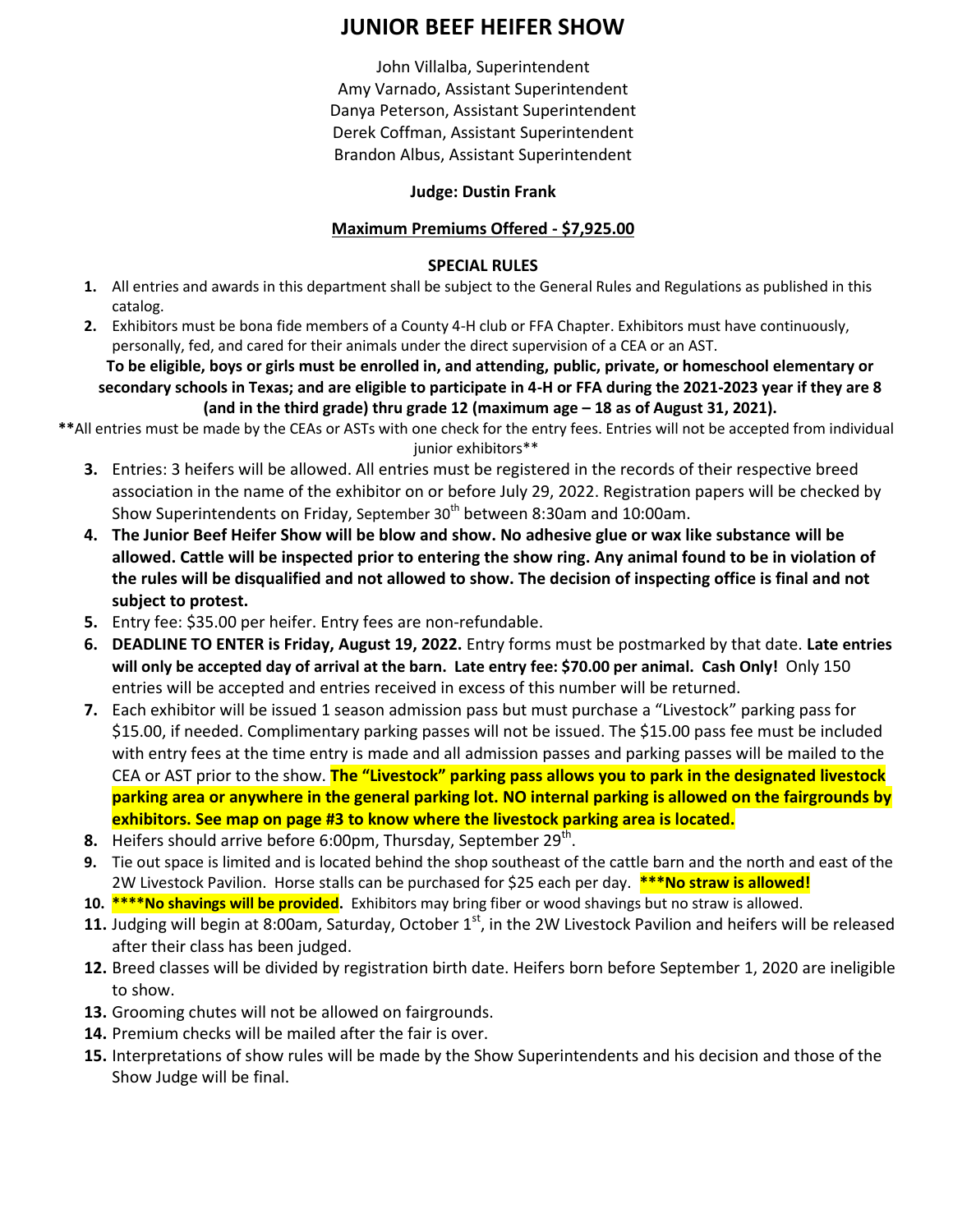# JUNIOR BEEF HEIFER SHOW

John Villalba, Superintendent
Amy Varnado, Assistant Superintendent
Danya Peterson, Assistant Superintendent
Derek Coffman, Assistant Superintendent
Brandon Albus, Assistant Superintendent

**Judge: Dustin Frank**

**Maximum Premiums Offered - $7,925.00**

## SPECIAL RULES

1. All entries and awards in this department shall be subject to the General Rules and Regulations as published in this catalog.
2. Exhibitors must be bona fide members of a County 4-H club or FFA Chapter. Exhibitors must have continuously, personally, fed, and cared for their animals under the direct supervision of a CEA or an AST.

**To be eligible, boys or girls must be enrolled in, and attending, public, private, or homeschool elementary or secondary schools in Texas; and are eligible to participate in 4-H or FFA during the 2021-2023 year if they are 8 (and in the third grade) thru grade 12 (maximum age – 18 as of August 31, 2021).**

**All entries must be made by the CEAs or ASTs with one check for the entry fees. Entries will not be accepted from individual junior exhibitors**

3. Entries: 3 heifers will be allowed. All entries must be registered in the records of their respective breed association in the name of the exhibitor on or before July 29, 2022. Registration papers will be checked by Show Superintendents on Friday, September 30th between 8:30am and 10:00am.
4. **The Junior Beef Heifer Show will be blow and show. No adhesive glue or wax like substance will be allowed. Cattle will be inspected prior to entering the show ring. Any animal found to be in violation of the rules will be disqualified and not allowed to show. The decision of inspecting office is final and not subject to protest.**
5. Entry fee: $35.00 per heifer. Entry fees are non-refundable.
6. **DEADLINE TO ENTER is Friday, August 19, 2022.** Entry forms must be postmarked by that date. **Late entries will only be accepted day of arrival at the barn. Late entry fee: $70.00 per animal. Cash Only!** Only 150 entries will be accepted and entries received in excess of this number will be returned.
7. Each exhibitor will be issued 1 season admission pass but must purchase a "Livestock" parking pass for $15.00, if needed. Complimentary parking passes will not be issued. The $15.00 pass fee must be included with entry fees at the time entry is made and all admission passes and parking passes will be mailed to the CEA or AST prior to the show. **The "Livestock" parking pass allows you to park in the designated livestock parking area or anywhere in the general parking lot. NO internal parking is allowed on the fairgrounds by exhibitors. See map on page #3 to know where the livestock parking area is located.**
8. Heifers should arrive before 6:00pm, Thursday, September 29th.
9. Tie out space is limited and is located behind the shop southeast of the cattle barn and the north and east of the 2W Livestock Pavilion. Horse stalls can be purchased for $25 each per day. **\*\*\*No straw is allowed!**
10. **\*\*\*\*No shavings will be provided.** Exhibitors may bring fiber or wood shavings but no straw is allowed.
11. Judging will begin at 8:00am, Saturday, October 1st, in the 2W Livestock Pavilion and heifers will be released after their class has been judged.
12. Breed classes will be divided by registration birth date. Heifers born before September 1, 2020 are ineligible to show.
13. Grooming chutes will not be allowed on fairgrounds.
14. Premium checks will be mailed after the fair is over.
15. Interpretations of show rules will be made by the Show Superintendents and his decision and those of the Show Judge will be final.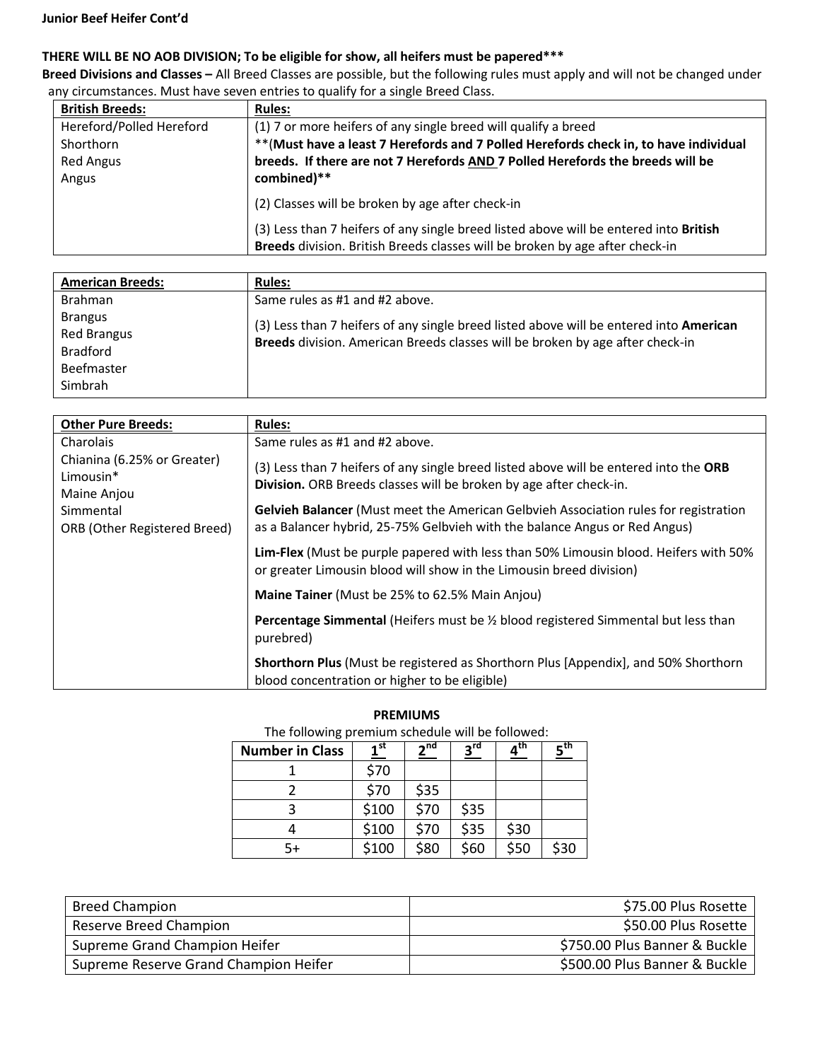**Junior Beef Heifer Cont'd**

**THERE WILL BE NO AOB DIVISION; To be eligible for show, all heifers must be papered*****

**Breed Divisions and Classes –** All Breed Classes are possible, but the following rules must apply and will not be changed under any circumstances. Must have seven entries to qualify for a single Breed Class.

| **British Breeds:** | **Rules:** |
|---|---|
| Hereford/Polled Hereford<br>Shorthorn<br>Red Angus<br>Angus | (1) 7 or more heifers of any single breed will qualify a breed<br>**(**Must have a least 7 Herefords and 7 Polled Herefords check in, to have individual breeds. If there are not 7 Herefords AND 7 Polled Herefords the breeds will be combined)**<br><br>(2) Classes will be broken by age after check-in<br><br>(3) Less than 7 heifers of any single breed listed above will be entered into **British Breeds** division. British Breeds classes will be broken by age after check-in |

| **American Breeds:** | **Rules:** |
|---|---|
| Brahman<br>Brangus<br>Red Brangus<br>Bradford<br>Beefmaster<br>Simbrah | Same rules as #1 and #2 above.<br><br>(3) Less than 7 heifers of any single breed listed above will be entered into **American Breeds** division. American Breeds classes will be broken by age after check-in |

| **Other Pure Breeds:** | **Rules:** |
|---|---|
| Charolais<br>Chianina (6.25% or Greater)<br>Limousin*<br>Maine Anjou<br>Simmental<br>ORB (Other Registered Breed) | Same rules as #1 and #2 above.<br><br>(3) Less than 7 heifers of any single breed listed above will be entered into the **ORB Division.** ORB Breeds classes will be broken by age after check-in.<br><br>**Gelvieh Balancer** (Must meet the American Gelbvieh Association rules for registration as a Balancer hybrid, 25-75% Gelbvieh with the balance Angus or Red Angus)<br><br>**Lim-Flex** (Must be purple papered with less than 50% Limousin blood. Heifers with 50% or greater Limousin blood will show in the Limousin breed division)<br><br>**Maine Tainer** (Must be 25% to 62.5% Main Anjou)<br><br>**Percentage Simmental** (Heifers must be ½ blood registered Simmental but less than purebred)<br><br>**Shorthorn Plus** (Must be registered as Shorthorn Plus [Appendix], and 50% Shorthorn blood concentration or higher to be eligible) |

**PREMIUMS**

The following premium schedule will be followed:

| Number in Class | 1st | 2nd | 3rd | 4th | 5th |
|---|---|---|---|---|---|
| 1 | $70 | | | | |
| 2 | $70 | $35 | | | |
| 3 | $100 | $70 | $35 | | |
| 4 | $100 | $70 | $35 | $30 | |
| 5+ | $100 | $80 | $60 | $50 | $30 |

| | |
|---|---|
| Breed Champion | $75.00 Plus Rosette |
| Reserve Breed Champion | $50.00 Plus Rosette |
| Supreme Grand Champion Heifer | $750.00 Plus Banner & Buckle |
| Supreme Reserve Grand Champion Heifer | $500.00 Plus Banner & Buckle |